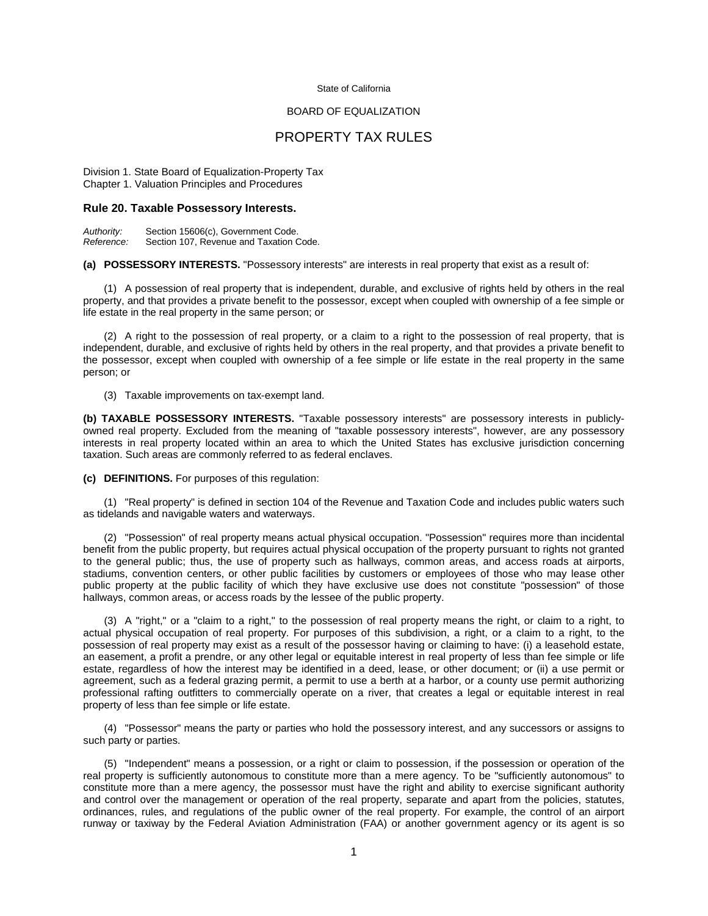State of California

BOARD OF EQUALIZATION

# PROPERTY TAX RULES

Division 1. State Board of Equalization-Property Tax
Chapter 1. Valuation Principles and Procedures

### Rule 20. Taxable Possessory Interests.

*Authority:* Section 15606(c), Government Code.
*Reference:* Section 107, Revenue and Taxation Code.

**(a) POSSESSORY INTERESTS.** "Possessory interests" are interests in real property that exist as a result of:

(1) A possession of real property that is independent, durable, and exclusive of rights held by others in the real property, and that provides a private benefit to the possessor, except when coupled with ownership of a fee simple or life estate in the real property in the same person; or

(2) A right to the possession of real property, or a claim to a right to the possession of real property, that is independent, durable, and exclusive of rights held by others in the real property, and that provides a private benefit to the possessor, except when coupled with ownership of a fee simple or life estate in the real property in the same person; or

(3) Taxable improvements on tax-exempt land.

**(b) TAXABLE POSSESSORY INTERESTS.** "Taxable possessory interests" are possessory interests in publicly-owned real property. Excluded from the meaning of "taxable possessory interests", however, are any possessory interests in real property located within an area to which the United States has exclusive jurisdiction concerning taxation. Such areas are commonly referred to as federal enclaves.

**(c) DEFINITIONS.** For purposes of this regulation:

(1) "Real property" is defined in section 104 of the Revenue and Taxation Code and includes public waters such as tidelands and navigable waters and waterways.

(2) "Possession" of real property means actual physical occupation. "Possession" requires more than incidental benefit from the public property, but requires actual physical occupation of the property pursuant to rights not granted to the general public; thus, the use of property such as hallways, common areas, and access roads at airports, stadiums, convention centers, or other public facilities by customers or employees of those who may lease other public property at the public facility of which they have exclusive use does not constitute "possession" of those hallways, common areas, or access roads by the lessee of the public property.

(3) A "right," or a "claim to a right," to the possession of real property means the right, or claim to a right, to actual physical occupation of real property. For purposes of this subdivision, a right, or a claim to a right, to the possession of real property may exist as a result of the possessor having or claiming to have: (i) a leasehold estate, an easement, a profit a prendre, or any other legal or equitable interest in real property of less than fee simple or life estate, regardless of how the interest may be identified in a deed, lease, or other document; or (ii) a use permit or agreement, such as a federal grazing permit, a permit to use a berth at a harbor, or a county use permit authorizing professional rafting outfitters to commercially operate on a river, that creates a legal or equitable interest in real property of less than fee simple or life estate.

(4) "Possessor" means the party or parties who hold the possessory interest, and any successors or assigns to such party or parties.

(5) "Independent" means a possession, or a right or claim to possession, if the possession or operation of the real property is sufficiently autonomous to constitute more than a mere agency. To be "sufficiently autonomous" to constitute more than a mere agency, the possessor must have the right and ability to exercise significant authority and control over the management or operation of the real property, separate and apart from the policies, statutes, ordinances, rules, and regulations of the public owner of the real property. For example, the control of an airport runway or taxiway by the Federal Aviation Administration (FAA) or another government agency or its agent is so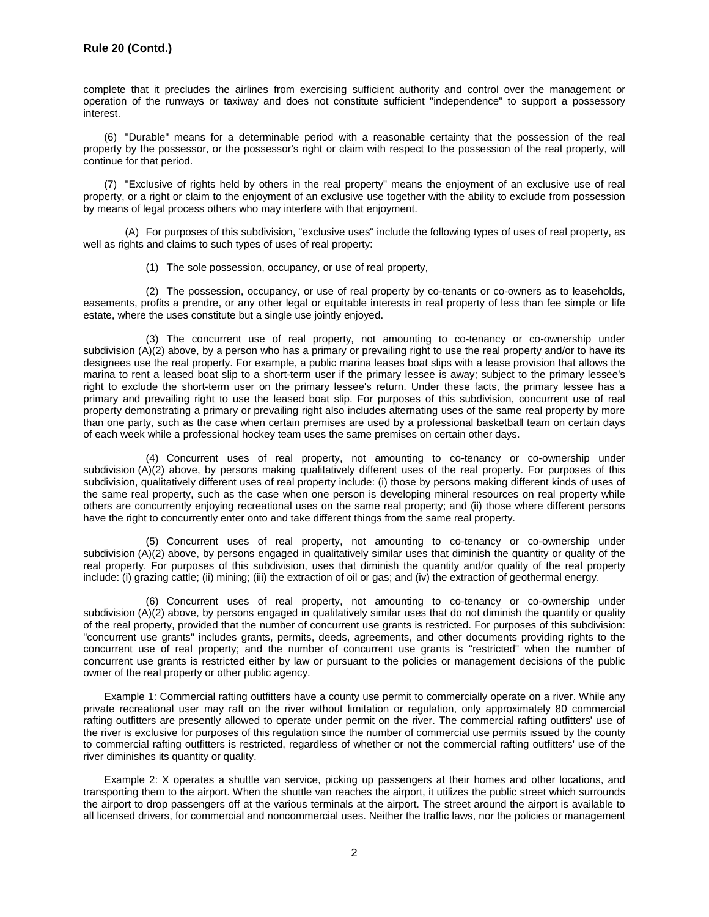complete that it precludes the airlines from exercising sufficient authority and control over the management or operation of the runways or taxiway and does not constitute sufficient "independence" to support a possessory interest.

(6) "Durable" means for a determinable period with a reasonable certainty that the possession of the real property by the possessor, or the possessor's right or claim with respect to the possession of the real property, will continue for that period.

(7) "Exclusive of rights held by others in the real property" means the enjoyment of an exclusive use of real property, or a right or claim to the enjoyment of an exclusive use together with the ability to exclude from possession by means of legal process others who may interfere with that enjoyment.

(A) For purposes of this subdivision, "exclusive uses" include the following types of uses of real property, as well as rights and claims to such types of uses of real property:

(1) The sole possession, occupancy, or use of real property,

(2) The possession, occupancy, or use of real property by co-tenants or co-owners as to leaseholds, easements, profits a prendre, or any other legal or equitable interests in real property of less than fee simple or life estate, where the uses constitute but a single use jointly enjoyed.

(3) The concurrent use of real property, not amounting to co-tenancy or co-ownership under subdivision (A)(2) above, by a person who has a primary or prevailing right to use the real property and/or to have its designees use the real property. For example, a public marina leases boat slips with a lease provision that allows the marina to rent a leased boat slip to a short-term user if the primary lessee is away; subject to the primary lessee's right to exclude the short-term user on the primary lessee's return. Under these facts, the primary lessee has a primary and prevailing right to use the leased boat slip. For purposes of this subdivision, concurrent use of real property demonstrating a primary or prevailing right also includes alternating uses of the same real property by more than one party, such as the case when certain premises are used by a professional basketball team on certain days of each week while a professional hockey team uses the same premises on certain other days.

(4) Concurrent uses of real property, not amounting to co-tenancy or co-ownership under subdivision (A)(2) above, by persons making qualitatively different uses of the real property. For purposes of this subdivision, qualitatively different uses of real property include: (i) those by persons making different kinds of uses of the same real property, such as the case when one person is developing mineral resources on real property while others are concurrently enjoying recreational uses on the same real property; and (ii) those where different persons have the right to concurrently enter onto and take different things from the same real property.

(5) Concurrent uses of real property, not amounting to co-tenancy or co-ownership under subdivision (A)(2) above, by persons engaged in qualitatively similar uses that diminish the quantity or quality of the real property. For purposes of this subdivision, uses that diminish the quantity and/or quality of the real property include: (i) grazing cattle; (ii) mining; (iii) the extraction of oil or gas; and (iv) the extraction of geothermal energy.

(6) Concurrent uses of real property, not amounting to co-tenancy or co-ownership under subdivision (A)(2) above, by persons engaged in qualitatively similar uses that do not diminish the quantity or quality of the real property, provided that the number of concurrent use grants is restricted. For purposes of this subdivision: "concurrent use grants" includes grants, permits, deeds, agreements, and other documents providing rights to the concurrent use of real property; and the number of concurrent use grants is "restricted" when the number of concurrent use grants is restricted either by law or pursuant to the policies or management decisions of the public owner of the real property or other public agency.

Example 1: Commercial rafting outfitters have a county use permit to commercially operate on a river. While any private recreational user may raft on the river without limitation or regulation, only approximately 80 commercial rafting outfitters are presently allowed to operate under permit on the river. The commercial rafting outfitters' use of the river is exclusive for purposes of this regulation since the number of commercial use permits issued by the county to commercial rafting outfitters is restricted, regardless of whether or not the commercial rafting outfitters' use of the river diminishes its quantity or quality.

Example 2: X operates a shuttle van service, picking up passengers at their homes and other locations, and transporting them to the airport. When the shuttle van reaches the airport, it utilizes the public street which surrounds the airport to drop passengers off at the various terminals at the airport. The street around the airport is available to all licensed drivers, for commercial and noncommercial uses. Neither the traffic laws, nor the policies or management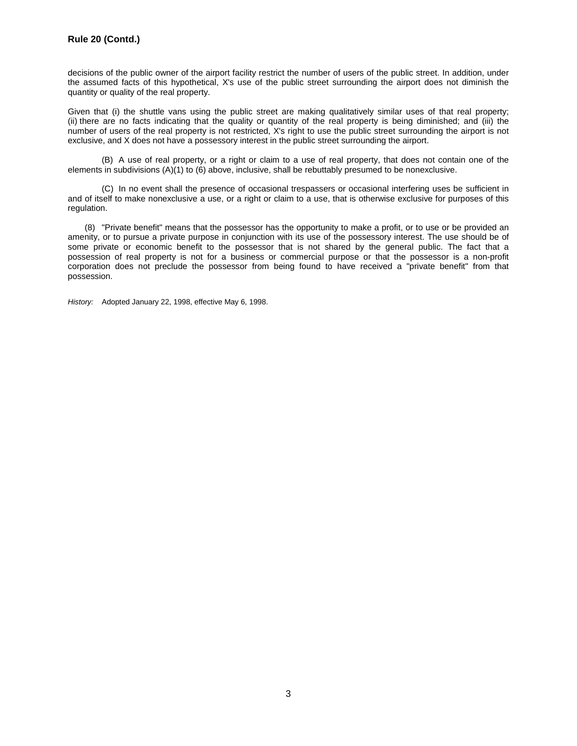decisions of the public owner of the airport facility restrict the number of users of the public street. In addition, under the assumed facts of this hypothetical, X's use of the public street surrounding the airport does not diminish the quantity or quality of the real property.

Given that (i) the shuttle vans using the public street are making qualitatively similar uses of that real property; (ii) there are no facts indicating that the quality or quantity of the real property is being diminished; and (iii) the number of users of the real property is not restricted, X's right to use the public street surrounding the airport is not exclusive, and X does not have a possessory interest in the public street surrounding the airport.

(B) A use of real property, or a right or claim to a use of real property, that does not contain one of the elements in subdivisions (A)(1) to (6) above, inclusive, shall be rebuttably presumed to be nonexclusive.

(C) In no event shall the presence of occasional trespassers or occasional interfering uses be sufficient in and of itself to make nonexclusive a use, or a right or claim to a use, that is otherwise exclusive for purposes of this regulation.

(8) "Private benefit" means that the possessor has the opportunity to make a profit, or to use or be provided an amenity, or to pursue a private purpose in conjunction with its use of the possessory interest. The use should be of some private or economic benefit to the possessor that is not shared by the general public. The fact that a possession of real property is not for a business or commercial purpose or that the possessor is a non-profit corporation does not preclude the possessor from being found to have received a "private benefit" from that possession.

*History:* Adopted January 22, 1998, effective May 6, 1998.